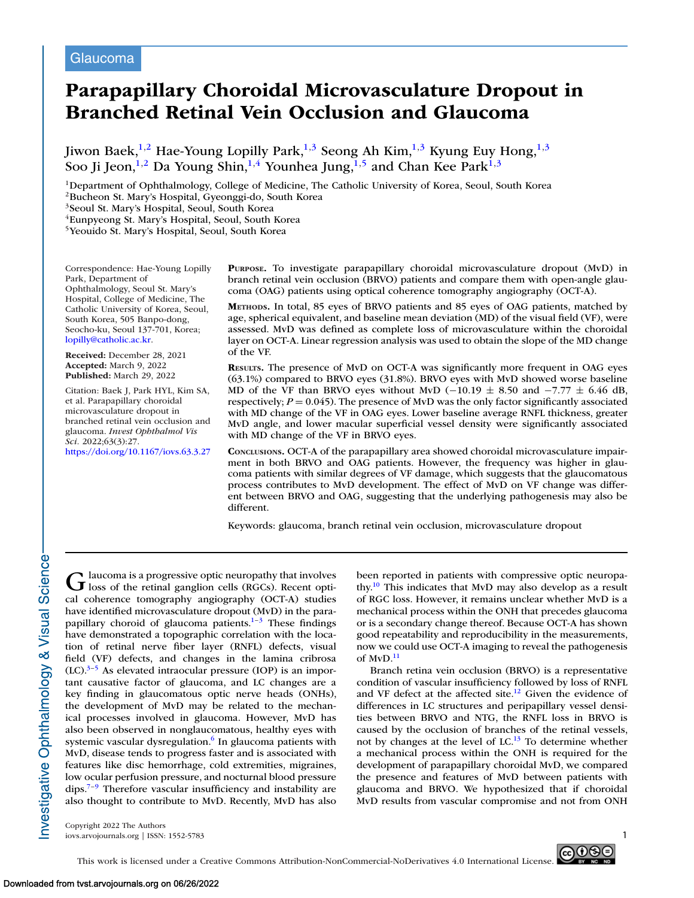Glaucoma

# Parapapillary Choroidal Microvasculature Dropout in Branched Retinal Vein Occlusion and Glaucoma

Jiwon Baek,[1,2] Hae-Young Lopilly Park,[1,3] Seong Ah Kim,[1,3] Kyung Euy Hong,[1,3] Soo Ji Jeon,[1,2] Da Young Shin,[1,4] Younhea Jung,[1,5] and Chan Kee Park[1,3]

[1]Department of Ophthalmology, College of Medicine, The Catholic University of Korea, Seoul, South Korea
[2]Bucheon St. Mary's Hospital, Gyeonggi-do, South Korea
[3]Seoul St. Mary's Hospital, Seoul, South Korea
[4]Eunpyeong St. Mary's Hospital, Seoul, South Korea
[5]Yeouido St. Mary's Hospital, Seoul, South Korea

Correspondence: Hae-Young Lopilly Park, Department of Ophthalmology, Seoul St. Mary's Hospital, College of Medicine, The Catholic University of Korea, Seoul, South Korea, 505 Banpo-dong, Seocho-ku, Seoul 137-701, Korea; lopilly@catholic.ac.kr.

**Received:** December 28, 2021
**Accepted:** March 9, 2022
**Published:** March 29, 2022

Citation: Baek J, Park HYL, Kim SA, et al. Parapapillary choroidal microvasculature dropout in branched retinal vein occlusion and glaucoma. *Invest Ophthalmol Vis Sci.* 2022;63(3):27. https://doi.org/10.1167/iovs.63.3.27

**Purpose.** To investigate parapapillary choroidal microvasculature dropout (MvD) in branch retinal vein occlusion (BRVO) patients and compare them with open-angle glaucoma (OAG) patients using optical coherence tomography angiography (OCT-A).

**Methods.** In total, 85 eyes of BRVO patients and 85 eyes of OAG patients, matched by age, spherical equivalent, and baseline mean deviation (MD) of the visual field (VF), were assessed. MvD was defined as complete loss of microvasculature within the choroidal layer on OCT-A. Linear regression analysis was used to obtain the slope of the MD change of the VF.

**Results.** The presence of MvD on OCT-A was significantly more frequent in OAG eyes (63.1%) compared to BRVO eyes (31.8%). BRVO eyes with MvD showed worse baseline MD of the VF than BRVO eyes without MvD ($-10.19 \pm 8.50$ and $-7.77 \pm 6.46$ dB, respectively; $P = 0.045$). The presence of MvD was the only factor significantly associated with MD change of the VF in OAG eyes. Lower baseline average RNFL thickness, greater MvD angle, and lower macular superficial vessel density were significantly associated with MD change of the VF in BRVO eyes.

**Conclusions.** OCT-A of the parapapillary area showed choroidal microvasculature impairment in both BRVO and OAG patients. However, the frequency was higher in glaucoma patients with similar degrees of VF damage, which suggests that the glaucomatous process contributes to MvD development. The effect of MvD on VF change was different between BRVO and OAG, suggesting that the underlying pathogenesis may also be different.

Keywords: glaucoma, branch retinal vein occlusion, microvasculature dropout

Glaucoma is a progressive optic neuropathy that involves loss of the retinal ganglion cells (RGCs). Recent optical coherence tomography angiography (OCT-A) studies have identified microvasculature dropout (MvD) in the parapapillary choroid of glaucoma patients.[1–3] These findings have demonstrated a topographic correlation with the location of retinal nerve fiber layer (RNFL) defects, visual field (VF) defects, and changes in the lamina cribrosa (LC).[3–5] As elevated intraocular pressure (IOP) is an important causative factor of glaucoma, and LC changes are a key finding in glaucomatous optic nerve heads (ONHs), the development of MvD may be related to the mechanical processes involved in glaucoma. However, MvD has also been observed in nonglaucomatous, healthy eyes with systemic vascular dysregulation.[6] In glaucoma patients with MvD, disease tends to progress faster and is associated with features like disc hemorrhage, cold extremities, migraines, low ocular perfusion pressure, and nocturnal blood pressure dips.[7–9] Therefore vascular insufficiency and instability are also thought to contribute to MvD. Recently, MvD has also been reported in patients with compressive optic neuropathy.[10] This indicates that MvD may also develop as a result of RGC loss. However, it remains unclear whether MvD is a mechanical process within the ONH that precedes glaucoma or is a secondary change thereof. Because OCT-A has shown good repeatability and reproducibility in the measurements, now we could use OCT-A imaging to reveal the pathogenesis of MvD.[11]

Branch retina vein occlusion (BRVO) is a representative condition of vascular insufficiency followed by loss of RNFL and VF defect at the affected site.[12] Given the evidence of differences in LC structures and peripapillary vessel densities between BRVO and NTG, the RNFL loss in BRVO is caused by the occlusion of branches of the retinal vessels, not by changes at the level of LC.[13] To determine whether a mechanical process within the ONH is required for the development of parapapillary choroidal MvD, we compared the presence and features of MvD between patients with glaucoma and BRVO. We hypothesized that if choroidal MvD results from vascular compromise and not from ONH

Copyright 2022 The Authors
iovs.arvojournals.org | ISSN: 1552-5783

This work is licensed under a Creative Commons Attribution-NonCommercial-NoDerivatives 4.0 International License.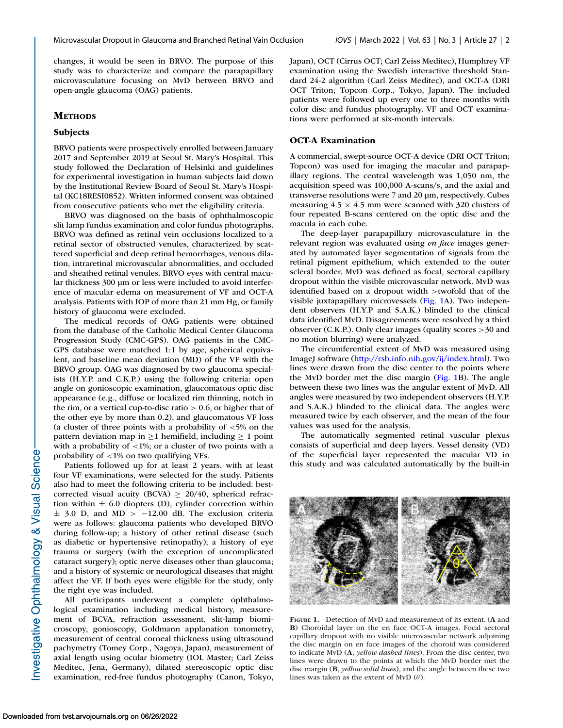changes, it would be seen in BRVO. The purpose of this study was to characterize and compare the parapapillary microvasculature focusing on MvD between BRVO and open-angle glaucoma (OAG) patients.

## Methods

### Subjects

BRVO patients were prospectively enrolled between January 2017 and September 2019 at Seoul St. Mary's Hospital. This study followed the Declaration of Helsinki and guidelines for experimental investigation in human subjects laid down by the Institutional Review Board of Seoul St. Mary's Hospital (KC18RESI0852). Written informed consent was obtained from consecutive patients who met the eligibility criteria.

BRVO was diagnosed on the basis of ophthalmoscopic slit lamp fundus examination and color fundus photographs. BRVO was defined as retinal vein occlusions localized to a retinal sector of obstructed venules, characterized by scattered superficial and deep retinal hemorrhages, venous dilation, intraretinal microvascular abnormalities, and occluded and sheathed retinal venules. BRVO eyes with central macular thickness 300 µm or less were included to avoid interference of macular edema on measurement of VF and OCT-A analysis. Patients with IOP of more than 21 mm Hg, or family history of glaucoma were excluded.

The medical records of OAG patients were obtained from the database of the Catholic Medical Center Glaucoma Progression Study (CMC-GPS). OAG patients in the CMC-GPS database were matched 1:1 by age, spherical equivalent, and baseline mean deviation (MD) of the VF with the BRVO group. OAG was diagnosed by two glaucoma specialists (H.Y.P. and C.K.P.) using the following criteria: open angle on gonioscopic examination, glaucomatous optic disc appearance (e.g., diffuse or localized rim thinning, notch in the rim, or a vertical cup-to-disc ratio > 0.6, or higher that of the other eye by more than 0.2), and glaucomatous VF loss (a cluster of three points with a probability of <5% on the pattern deviation map in ≥1 hemifield, including ≥ 1 point with a probability of <1%; or a cluster of two points with a probability of <1% on two qualifying VFs.

Patients followed up for at least 2 years, with at least four VF examinations, were selected for the study. Patients also had to meet the following criteria to be included: best-corrected visual acuity (BCVA) ≥ 20/40, spherical refraction within ± 6.0 diopters (D), cylinder correction within ± 3.0 D, and MD > −12.00 dB. The exclusion criteria were as follows: glaucoma patients who developed BRVO during follow-up; a history of other retinal disease (such as diabetic or hypertensive retinopathy); a history of eye trauma or surgery (with the exception of uncomplicated cataract surgery); optic nerve diseases other than glaucoma; and a history of systemic or neurological diseases that might affect the VF. If both eyes were eligible for the study, only the right eye was included.

All participants underwent a complete ophthalmological examination including medical history, measurement of BCVA, refraction assessment, slit-lamp biomicroscopy, gonioscopy, Goldmann applanation tonometry, measurement of central corneal thickness using ultrasound pachymetry (Tomey Corp., Nagoya, Japan), measurement of axial length using ocular biometry (IOL Master; Carl Zeiss Meditec, Jena, Germany), dilated stereoscopic optic disc examination, red-free fundus photography (Canon, Tokyo, Japan), OCT (Cirrus OCT; Carl Zeiss Meditec), Humphrey VF examination using the Swedish interactive threshold Standard 24-2 algorithm (Carl Zeiss Meditec), and OCT-A (DRI OCT Triton; Topcon Corp., Tokyo, Japan). The included patients were followed up every one to three months with color disc and fundus photography. VF and OCT examinations were performed at six-month intervals.

### OCT-A Examination

A commercial, swept-source OCT-A device (DRI OCT Triton; Topcon) was used for imaging the macular and parapapillary regions. The central wavelength was 1,050 nm, the acquisition speed was 100,000 A-scans/s, and the axial and transverse resolutions were 7 and 20 µm, respectively. Cubes measuring 4.5 × 4.5 mm were scanned with 320 clusters of four repeated B-scans centered on the optic disc and the macula in each cube.

The deep-layer parapapillary microvasculature in the relevant region was evaluated using *en face* images generated by automated layer segmentation of signals from the retinal pigment epithelium, which extended to the outer scleral border. MvD was defined as focal, sectoral capillary dropout within the visible microvascular network. MvD was identified based on a dropout width >twofold that of the visible juxtapapillary microvessels (Fig. 1A). Two independent observers (H.Y.P and S.A.K.) blinded to the clinical data identified MvD. Disagreements were resolved by a third observer (C.K.P.). Only clear images (quality scores >30 and no motion blurring) were analyzed.

The circumferential extent of MvD was measured using ImageJ software (http://rsb.info.nih.gov/ij/index.html). Two lines were drawn from the disc center to the points where the MvD border met the disc margin (Fig. 1B). The angle between these two lines was the angular extent of MvD. All angles were measured by two independent observers (H.Y.P. and S.A.K.) blinded to the clinical data. The angles were measured twice by each observer, and the mean of the four values was used for the analysis.

The automatically segmented retinal vascular plexus consists of superficial and deep layers. Vessel density (VD) of the superficial layer represented the macular VD in this study and was calculated automatically by the built-in

**Figure 1.** Detection of MvD and measurement of its extent. (**A** and **B**) Choroidal layer on the en face OCT-A images. Focal sectoral capillary dropout with no visible microvascular network adjoining the disc margin on en face images of the choroid was considered to indicate MvD (**A**, *yellow dashed lines*). From the disc center, two lines were drawn to the points at which the MvD border met the disc margin (**B**, *yellow solid lines*), and the angle between these two lines was taken as the extent of MvD ($\theta$).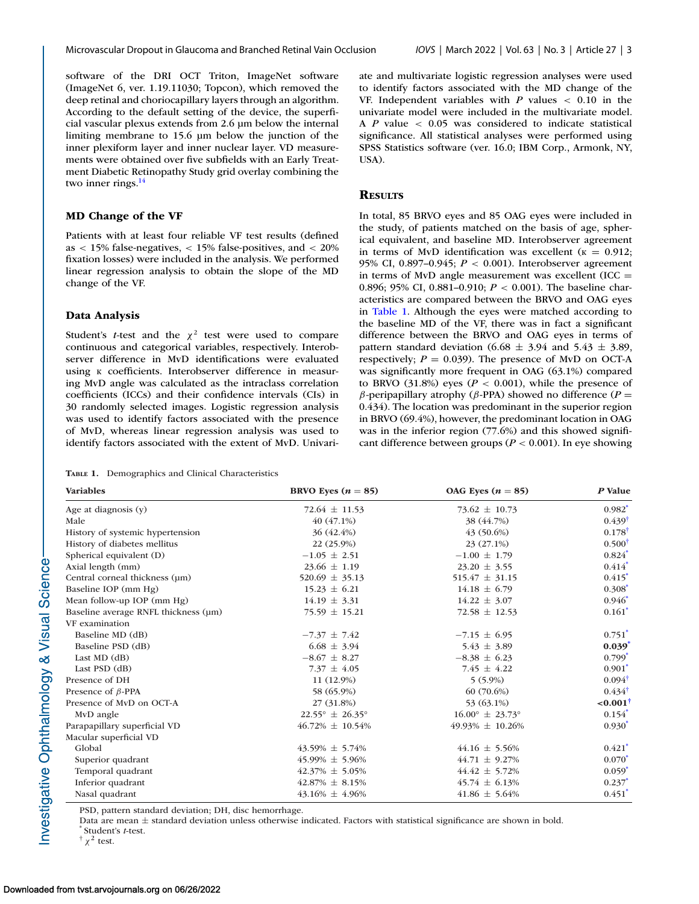software of the DRI OCT Triton, ImageNet software (ImageNet 6, ver. 1.19.11030; Topcon), which removed the deep retinal and choriocapillary layers through an algorithm. According to the default setting of the device, the superficial vascular plexus extends from 2.6 µm below the internal limiting membrane to 15.6 µm below the junction of the inner plexiform layer and inner nuclear layer. VD measurements were obtained over five subfields with an Early Treatment Diabetic Retinopathy Study grid overlay combining the two inner rings.[14]

### MD Change of the VF

Patients with at least four reliable VF test results (defined as < 15% false-negatives, < 15% false-positives, and < 20% fixation losses) were included in the analysis. We performed linear regression analysis to obtain the slope of the MD change of the VF.

### Data Analysis

Student's *t*-test and the $\chi^2$ test were used to compare continuous and categorical variables, respectively. Interobserver difference in MvD identifications were evaluated using κ coefficients. Interobserver difference in measuring MvD angle was calculated as the intraclass correlation coefficients (ICCs) and their confidence intervals (CIs) in 30 randomly selected images. Logistic regression analysis was used to identify factors associated with the presence of MvD, whereas linear regression analysis was used to identify factors associated with the extent of MvD. Univariate and multivariate logistic regression analyses were used to identify factors associated with the MD change of the VF. Independent variables with $P$ values $< 0.10$ in the univariate model were included in the multivariate model. A $P$ value $< 0.05$ was considered to indicate statistical significance. All statistical analyses were performed using SPSS Statistics software (ver. 16.0; IBM Corp., Armonk, NY, USA).

## Results

In total, 85 BRVO eyes and 85 OAG eyes were included in the study, of patients matched on the basis of age, spherical equivalent, and baseline MD. Interobserver agreement in terms of MvD identification was excellent (κ = 0.912; 95% CI, 0.897–0.945; $P < 0.001$). Interobserver agreement in terms of MvD angle measurement was excellent (ICC = 0.896; 95% CI, 0.881–0.910; $P < 0.001$). The baseline characteristics are compared between the BRVO and OAG eyes in Table 1. Although the eyes were matched according to the baseline MD of the VF, there was in fact a significant difference between the BRVO and OAG eyes in terms of pattern standard deviation (6.68 ± 3.94 and 5.43 ± 3.89, respectively; $P = 0.039$). The presence of MvD on OCT-A was significantly more frequent in OAG (63.1%) compared to BRVO (31.8%) eyes ($P < 0.001$), while the presence of $\beta$-peripapillary atrophy ($\beta$-PPA) showed no difference ($P = 0.434$). The location was predominant in the superior region in BRVO (69.4%), however, the predominant location in OAG was in the inferior region (77.6%) and this showed significant difference between groups ($P < 0.001$). In eye showing

**Table 1.** Demographics and Clinical Characteristics

| Variables | BRVO Eyes ($n = 85$) | OAG Eyes ($n = 85$) | *P* Value |
|---|---|---|---|
| Age at diagnosis (y) | 72.64 ± 11.53 | 73.62 ± 10.73 | 0.982* |
| Male | 40 (47.1%) | 38 (44.7%) | 0.439† |
| History of systemic hypertension | 36 (42.4%) | 43 (50.6%) | 0.178† |
| History of diabetes mellitus | 22 (25.9%) | 23 (27.1%) | 0.500† |
| Spherical equivalent (D) | −1.05 ± 2.51 | −1.00 ± 1.79 | 0.824* |
| Axial length (mm) | 23.66 ± 1.19 | 23.20 ± 3.55 | 0.414* |
| Central corneal thickness (µm) | 520.69 ± 35.13 | 515.47 ± 31.15 | 0.415* |
| Baseline IOP (mm Hg) | 15.23 ± 6.21 | 14.18 ± 6.79 | 0.308* |
| Mean follow-up IOP (mm Hg) | 14.19 ± 3.31 | 14.22 ± 3.07 | 0.946* |
| Baseline average RNFL thickness (µm) | 75.59 ± 15.21 | 72.58 ± 12.53 | 0.161* |
| VF examination | | | |
| Baseline MD (dB) | −7.37 ± 7.42 | −7.15 ± 6.95 | 0.751* |
| Baseline PSD (dB) | 6.68 ± 3.94 | 5.43 ± 3.89 | **0.039*** |
| Last MD (dB) | −8.67 ± 8.27 | −8.38 ± 6.23 | 0.799* |
| Last PSD (dB) | 7.37 ± 4.05 | 7.45 ± 4.22 | 0.901* |
| Presence of DH | 11 (12.9%) | 5 (5.9%) | 0.094† |
| Presence of $\beta$-PPA | 58 (65.9%) | 60 (70.6%) | 0.434† |
| Presence of MvD on OCT-A | 27 (31.8%) | 53 (63.1%) | **<0.001†** |
| MvD angle | 22.55° ± 26.35° | 16.00° ± 23.73° | 0.154* |
| Parapapillary superficial VD | 46.72% ± 10.54% | 49.93% ± 10.26% | 0.930* |
| Macular superficial VD | | | |
| Global | 43.59% ± 5.74% | 44.16 ± 5.56% | 0.421* |
| Superior quadrant | 45.99% ± 5.96% | 44.71 ± 9.27% | 0.070* |
| Temporal quadrant | 42.37% ± 5.05% | 44.42 ± 5.72% | 0.059* |
| Inferior quadrant | 42.87% ± 8.15% | 45.74 ± 6.13% | 0.237* |
| Nasal quadrant | 43.16% ± 4.96% | 41.86 ± 5.64% | 0.451* |

PSD, pattern standard deviation; DH, disc hemorrhage.

Data are mean ± standard deviation unless otherwise indicated. Factors with statistical significance are shown in bold.

\* Student's *t*-test.

† $\chi^2$ test.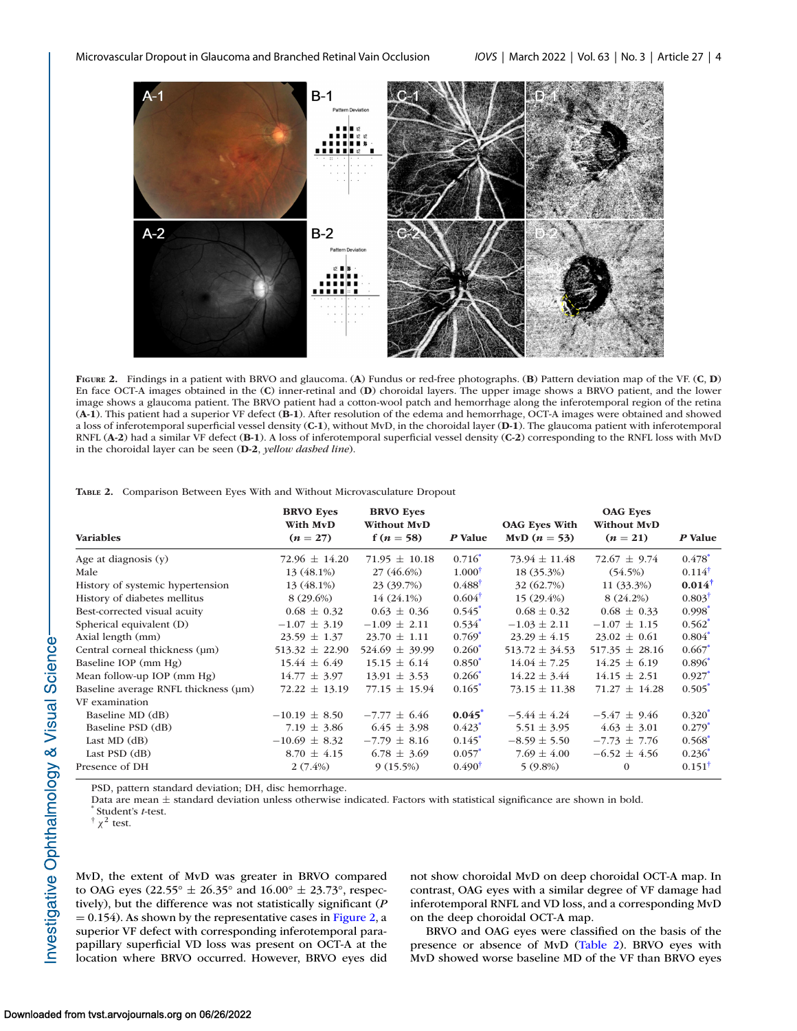**Figure 2.** Findings in a patient with BRVO and glaucoma. (**A**) Fundus or red-free photographs. (**B**) Pattern deviation map of the VF. (**C**, **D**) En face OCT-A images obtained in the (**C**) inner-retinal and (**D**) choroidal layers. The upper image shows a BRVO patient, and the lower image shows a glaucoma patient. The BRVO patient had a cotton-wool patch and hemorrhage along the inferotemporal region of the retina (**A-1**). This patient had a superior VF defect (**B-1**). After resolution of the edema and hemorrhage, OCT-A images were obtained and showed a loss of inferotemporal superficial vessel density (**C-1**), without MvD, in the choroidal layer (**D-1**). The glaucoma patient with inferotemporal RNFL (**A-2**) had a similar VF defect (**B-1**). A loss of inferotemporal superficial vessel density (**C-2**) corresponding to the RNFL loss with MvD in the choroidal layer can be seen (**D-2**, *yellow dashed line*).

**Table 2.** Comparison Between Eyes With and Without Microvasculature Dropout

| Variables | BRVO Eyes With MvD ($n = 27$) | BRVO Eyes Without MvD f ($n = 58$) | *P* Value | OAG Eyes With MvD ($n = 53$) | OAG Eyes Without MvD ($n = 21$) | *P* Value |
|---|---|---|---|---|---|---|
| Age at diagnosis (y) | 72.96 ± 14.20 | 71.95 ± 10.18 | 0.716* | 73.94 ± 11.48 | 72.67 ± 9.74 | 0.478* |
| Male | 13 (48.1%) | 27 (46.6%) | 1.000† | 18 (35.3%) | (54.5%) | 0.114† |
| History of systemic hypertension | 13 (48.1%) | 23 (39.7%) | 0.488† | 32 (62.7%) | 11 (33.3%) | **0.014**† |
| History of diabetes mellitus | 8 (29.6%) | 14 (24.1%) | 0.604† | 15 (29.4%) | 8 (24.2%) | 0.803† |
| Best-corrected visual acuity | 0.68 ± 0.32 | 0.63 ± 0.36 | 0.545* | 0.68 ± 0.32 | 0.68 ± 0.33 | 0.998* |
| Spherical equivalent (D) | −1.07 ± 3.19 | −1.09 ± 2.11 | 0.534* | −1.03 ± 2.11 | −1.07 ± 1.15 | 0.562* |
| Axial length (mm) | 23.59 ± 1.37 | 23.70 ± 1.11 | 0.769* | 23.29 ± 4.15 | 23.02 ± 0.61 | 0.804* |
| Central corneal thickness (µm) | 513.32 ± 22.90 | 524.69 ± 39.99 | 0.260* | 513.72 ± 34.53 | 517.35 ± 28.16 | 0.667* |
| Baseline IOP (mm Hg) | 15.44 ± 6.49 | 15.15 ± 6.14 | 0.850* | 14.04 ± 7.25 | 14.25 ± 6.19 | 0.896* |
| Mean follow-up IOP (mm Hg) | 14.77 ± 3.97 | 13.91 ± 3.53 | 0.266* | 14.22 ± 3.44 | 14.15 ± 2.51 | 0.927* |
| Baseline average RNFL thickness (µm) | 72.22 ± 13.19 | 77.15 ± 15.94 | 0.165* | 73.15 ± 11.38 | 71.27 ± 14.28 | 0.505* |
| VF examination | | | | | | |
| Baseline MD (dB) | −10.19 ± 8.50 | −7.77 ± 6.46 | **0.045*** | −5.44 ± 4.24 | −5.47 ± 9.46 | 0.320* |
| Baseline PSD (dB) | 7.19 ± 3.86 | 6.45 ± 3.98 | 0.423* | 5.51 ± 3.95 | 4.63 ± 3.01 | 0.279* |
| Last MD (dB) | −10.69 ± 8.32 | −7.79 ± 8.16 | 0.145* | −8.59 ± 5.50 | −7.73 ± 7.76 | 0.568* |
| Last PSD (dB) | 8.70 ± 4.15 | 6.78 ± 3.69 | 0.057* | 7.69 ± 4.00 | −6.52 ± 4.56 | 0.236* |
| Presence of DH | 2 (7.4%) | 9 (15.5%) | 0.490† | 5 (9.8%) | 0 | 0.151† |

PSD, pattern standard deviation; DH, disc hemorrhage.
Data are mean ± standard deviation unless otherwise indicated. Factors with statistical significance are shown in bold.
\* Student's *t*-test.
† $\chi^2$ test.

MvD, the extent of MvD was greater in BRVO compared to OAG eyes (22.55° ± 26.35° and 16.00° ± 23.73°, respectively), but the difference was not statistically significant ($P = 0.154$). As shown by the representative cases in Figure 2, a superior VF defect with corresponding inferotemporal parapapillary superficial VD loss was present on OCT-A at the location where BRVO occurred. However, BRVO eyes did not show choroidal MvD on deep choroidal OCT-A map. In contrast, OAG eyes with a similar degree of VF damage had inferotemporal RNFL and VD loss, and a corresponding MvD on the deep choroidal OCT-A map.

BRVO and OAG eyes were classified on the basis of the presence or absence of MvD (Table 2). BRVO eyes with MvD showed worse baseline MD of the VF than BRVO eyes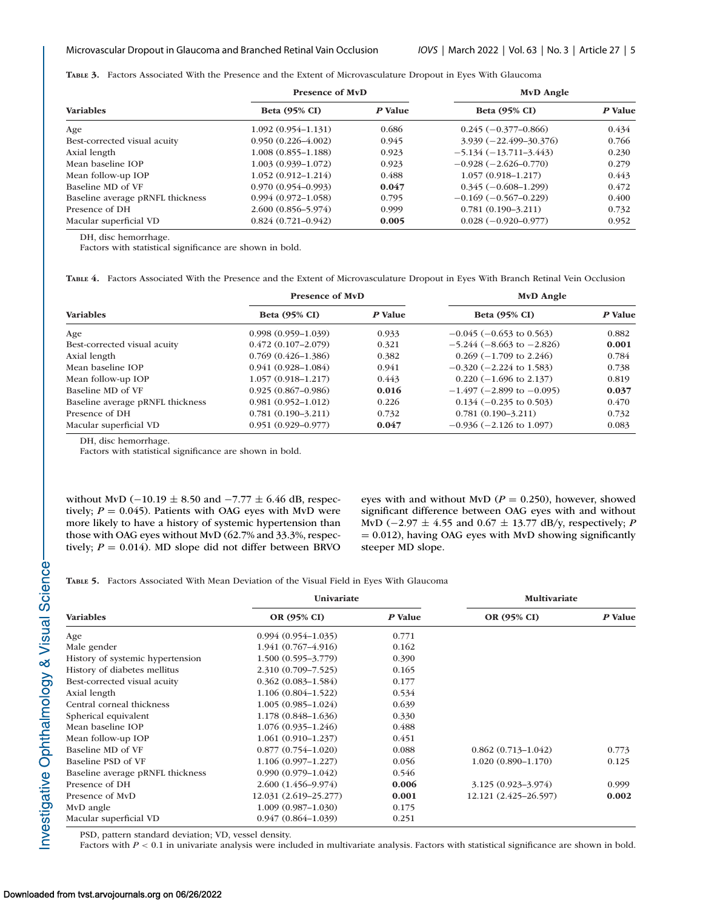**Table 3.** Factors Associated With the Presence and the Extent of Microvasculature Dropout in Eyes With Glaucoma

| Variables | Presence of MvD | | MvD Angle | |
|---|---|---|---|---|
| | Beta (95% CI) | *P* Value | Beta (95% CI) | *P* Value |
| Age | 1.092 (0.954–1.131) | 0.686 | 0.245 (−0.377–0.866) | 0.434 |
| Best-corrected visual acuity | 0.950 (0.226–4.002) | 0.945 | 3.939 (−22.499–30.376) | 0.766 |
| Axial length | 1.008 (0.855–1.188) | 0.923 | −5.134 (−13.711–3.443) | 0.230 |
| Mean baseline IOP | 1.003 (0.939–1.072) | 0.923 | −0.928 (−2.626–0.770) | 0.279 |
| Mean follow-up IOP | 1.052 (0.912–1.214) | 0.488 | 1.057 (0.918–1.217) | 0.443 |
| Baseline MD of VF | 0.970 (0.954–0.993) | **0.047** | 0.345 (−0.608–1.299) | 0.472 |
| Baseline average pRNFL thickness | 0.994 (0.972–1.058) | 0.795 | −0.169 (−0.567–0.229) | 0.400 |
| Presence of DH | 2.600 (0.856–5.974) | 0.999 | 0.781 (0.190–3.211) | 0.732 |
| Macular superficial VD | 0.824 (0.721–0.942) | **0.005** | 0.028 (−0.920–0.977) | 0.952 |

DH, disc hemorrhage.
Factors with statistical significance are shown in bold.

**Table 4.** Factors Associated With the Presence and the Extent of Microvasculature Dropout in Eyes With Branch Retinal Vein Occlusion

| Variables | Presence of MvD | | MvD Angle | |
|---|---|---|---|---|
| | Beta (95% CI) | *P* Value | Beta (95% CI) | *P* Value |
| Age | 0.998 (0.959–1.039) | 0.933 | −0.045 (−0.653 to 0.563) | 0.882 |
| Best-corrected visual acuity | 0.472 (0.107–2.079) | 0.321 | −5.244 (−8.663 to −2.826) | **0.001** |
| Axial length | 0.769 (0.426–1.386) | 0.382 | 0.269 (−1.709 to 2.246) | 0.784 |
| Mean baseline IOP | 0.941 (0.928–1.084) | 0.941 | −0.320 (−2.224 to 1.583) | 0.738 |
| Mean follow-up IOP | 1.057 (0.918–1.217) | 0.443 | 0.220 (−1.696 to 2.137) | 0.819 |
| Baseline MD of VF | 0.925 (0.867–0.986) | **0.016** | −1.497 (−2.899 to −0.095) | **0.037** |
| Baseline average pRNFL thickness | 0.981 (0.952–1.012) | 0.226 | 0.134 (−0.235 to 0.503) | 0.470 |
| Presence of DH | 0.781 (0.190–3.211) | 0.732 | 0.781 (0.190–3.211) | 0.732 |
| Macular superficial VD | 0.951 (0.929–0.977) | **0.047** | −0.936 (−2.126 to 1.097) | 0.083 |

DH, disc hemorrhage.
Factors with statistical significance are shown in bold.

without MvD (−10.19 ± 8.50 and −7.77 ± 6.46 dB, respectively; $P = 0.045$). Patients with OAG eyes with MvD were more likely to have a history of systemic hypertension than those with OAG eyes without MvD (62.7% and 33.3%, respectively; $P = 0.014$). MD slope did not differ between BRVO eyes with and without MvD ($P = 0.250$), however, showed significant difference between OAG eyes with and without MvD (−2.97 ± 4.55 and 0.67 ± 13.77 dB/y, respectively; $P = 0.012$), having OAG eyes with MvD showing significantly steeper MD slope.

**Table 5.** Factors Associated With Mean Deviation of the Visual Field in Eyes With Glaucoma

| Variables | Univariate | | Multivariate | |
|---|---|---|---|---|
| | OR (95% CI) | *P* Value | OR (95% CI) | *P* Value |
| Age | 0.994 (0.954–1.035) | 0.771 | | |
| Male gender | 1.941 (0.767–4.916) | 0.162 | | |
| History of systemic hypertension | 1.500 (0.595–3.779) | 0.390 | | |
| History of diabetes mellitus | 2.310 (0.709–7.525) | 0.165 | | |
| Best-corrected visual acuity | 0.362 (0.083–1.584) | 0.177 | | |
| Axial length | 1.106 (0.804–1.522) | 0.534 | | |
| Central corneal thickness | 1.005 (0.985–1.024) | 0.639 | | |
| Spherical equivalent | 1.178 (0.848–1.636) | 0.330 | | |
| Mean baseline IOP | 1.076 (0.935–1.246) | 0.488 | | |
| Mean follow-up IOP | 1.061 (0.910–1.237) | 0.451 | | |
| Baseline MD of VF | 0.877 (0.754–1.020) | 0.088 | 0.862 (0.713–1.042) | 0.773 |
| Baseline PSD of VF | 1.106 (0.997–1.227) | 0.056 | 1.020 (0.890–1.170) | 0.125 |
| Baseline average pRNFL thickness | 0.990 (0.979–1.042) | 0.546 | | |
| Presence of DH | 2.600 (1.456–9.974) | **0.006** | 3.125 (0.923–3.974) | 0.999 |
| Presence of MvD | 12.031 (2.619–25.277) | **0.001** | 12.121 (2.425–26.597) | **0.002** |
| MvD angle | 1.009 (0.987–1.030) | 0.175 | | |
| Macular superficial VD | 0.947 (0.864–1.039) | 0.251 | | |

PSD, pattern standard deviation; VD, vessel density.
Factors with $P < 0.1$ in univariate analysis were included in multivariate analysis. Factors with statistical significance are shown in bold.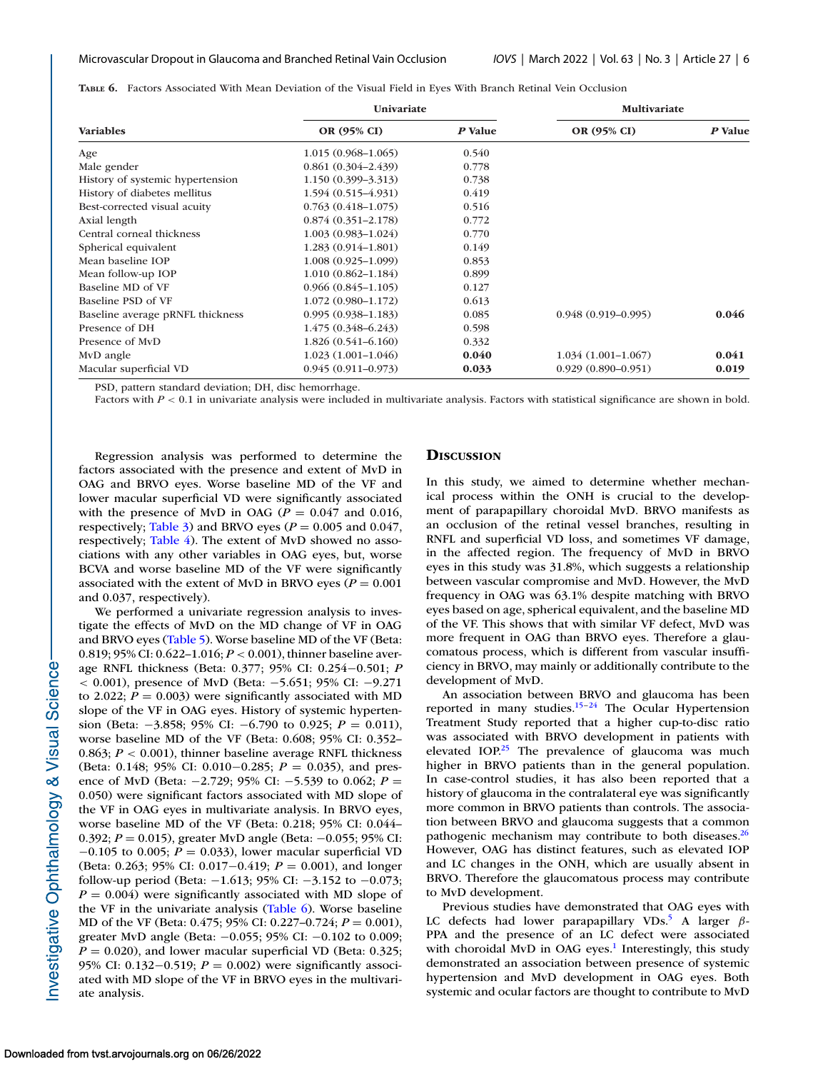**Table 6.** Factors Associated With Mean Deviation of the Visual Field in Eyes With Branch Retinal Vein Occlusion

| | Univariate | | Multivariate | |
|---|---|---|---|---|
| **Variables** | **OR (95% CI)** | ***P* Value** | **OR (95% CI)** | ***P* Value** |
| Age | 1.015 (0.968–1.065) | 0.540 | | |
| Male gender | 0.861 (0.304–2.439) | 0.778 | | |
| History of systemic hypertension | 1.150 (0.399–3.313) | 0.738 | | |
| History of diabetes mellitus | 1.594 (0.515–4.931) | 0.419 | | |
| Best-corrected visual acuity | 0.763 (0.418–1.075) | 0.516 | | |
| Axial length | 0.874 (0.351–2.178) | 0.772 | | |
| Central corneal thickness | 1.003 (0.983–1.024) | 0.770 | | |
| Spherical equivalent | 1.283 (0.914–1.801) | 0.149 | | |
| Mean baseline IOP | 1.008 (0.925–1.099) | 0.853 | | |
| Mean follow-up IOP | 1.010 (0.862–1.184) | 0.899 | | |
| Baseline MD of VF | 0.966 (0.845–1.105) | 0.127 | | |
| Baseline PSD of VF | 1.072 (0.980–1.172) | 0.613 | | |
| Baseline average pRNFL thickness | 0.995 (0.938–1.183) | 0.085 | 0.948 (0.919–0.995) | **0.046** |
| Presence of DH | 1.475 (0.348–6.243) | 0.598 | | |
| Presence of MvD | 1.826 (0.541–6.160) | 0.332 | | |
| MvD angle | 1.023 (1.001–1.046) | **0.040** | 1.034 (1.001–1.067) | **0.041** |
| Macular superficial VD | 0.945 (0.911–0.973) | **0.033** | 0.929 (0.890–0.951) | **0.019** |

PSD, pattern standard deviation; DH, disc hemorrhage.

Factors with $P < 0.1$ in univariate analysis were included in multivariate analysis. Factors with statistical significance are shown in bold.

Regression analysis was performed to determine the factors associated with the presence and extent of MvD in OAG and BRVO eyes. Worse baseline MD of the VF and lower macular superficial VD were significantly associated with the presence of MvD in OAG ($P = 0.047$ and 0.016, respectively; Table 3) and BRVO eyes ($P = 0.005$ and 0.047, respectively; Table 4). The extent of MvD showed no associations with any other variables in OAG eyes, but, worse BCVA and worse baseline MD of the VF were significantly associated with the extent of MvD in BRVO eyes ($P = 0.001$ and 0.037, respectively).

We performed a univariate regression analysis to investigate the effects of MvD on the MD change of VF in OAG and BRVO eyes (Table 5). Worse baseline MD of the VF (Beta: 0.819; 95% CI: 0.622–1.016; $P < 0.001$), thinner baseline average RNFL thickness (Beta: 0.377; 95% CI: 0.254−0.501; $P < 0.001$), presence of MvD (Beta: −5.651; 95% CI: −9.271 to 2.022; $P = 0.003$) were significantly associated with MD slope of the VF in OAG eyes. History of systemic hypertension (Beta: −3.858; 95% CI: −6.790 to 0.925; $P = 0.011$), worse baseline MD of the VF (Beta: 0.608; 95% CI: 0.352–0.863; $P < 0.001$), thinner baseline average RNFL thickness (Beta: 0.148; 95% CI: 0.010−0.285; $P = 0.035$), and presence of MvD (Beta: −2.729; 95% CI: −5.539 to 0.062; $P = 0.050$) were significant factors associated with MD slope of the VF in OAG eyes in multivariate analysis. In BRVO eyes, worse baseline MD of the VF (Beta: 0.218; 95% CI: 0.044–0.392; $P = 0.015$), greater MvD angle (Beta: −0.055; 95% CI: −0.105 to 0.005; $P = 0.033$), lower macular superficial VD (Beta: 0.263; 95% CI: 0.017−0.419; $P = 0.001$), and longer follow-up period (Beta: −1.613; 95% CI: −3.152 to −0.073; $P = 0.004$) were significantly associated with MD slope of the VF in the univariate analysis (Table 6). Worse baseline MD of the VF (Beta: 0.475; 95% CI: 0.227–0.724; $P = 0.001$), greater MvD angle (Beta: −0.055; 95% CI: −0.102 to 0.009; $P = 0.020$), and lower macular superficial VD (Beta: 0.325; 95% CI: 0.132−0.519; $P = 0.002$) were significantly associated with MD slope of the VF in BRVO eyes in the multivariate analysis.

## Discussion

In this study, we aimed to determine whether mechanical process within the ONH is crucial to the development of parapapillary choroidal MvD. BRVO manifests as an occlusion of the retinal vessel branches, resulting in RNFL and superficial VD loss, and sometimes VF damage, in the affected region. The frequency of MvD in BRVO eyes in this study was 31.8%, which suggests a relationship between vascular compromise and MvD. However, the MvD frequency in OAG was 63.1% despite matching with BRVO eyes based on age, spherical equivalent, and the baseline MD of the VF. This shows that with similar VF defect, MvD was more frequent in OAG than BRVO eyes. Therefore a glaucomatous process, which is different from vascular insufficiency in BRVO, may mainly or additionally contribute to the development of MvD.

An association between BRVO and glaucoma has been reported in many studies.[15–24] The Ocular Hypertension Treatment Study reported that a higher cup-to-disc ratio was associated with BRVO development in patients with elevated IOP.[25] The prevalence of glaucoma was much higher in BRVO patients than in the general population. In case-control studies, it has also been reported that a history of glaucoma in the contralateral eye was significantly more common in BRVO patients than controls. The association between BRVO and glaucoma suggests that a common pathogenic mechanism may contribute to both diseases.[26] However, OAG has distinct features, such as elevated IOP and LC changes in the ONH, which are usually absent in BRVO. Therefore the glaucomatous process may contribute to MvD development.

Previous studies have demonstrated that OAG eyes with LC defects had lower parapapillary VDs.[5] A larger β-PPA and the presence of an LC defect were associated with choroidal MvD in OAG eyes.[1] Interestingly, this study demonstrated an association between presence of systemic hypertension and MvD development in OAG eyes. Both systemic and ocular factors are thought to contribute to MvD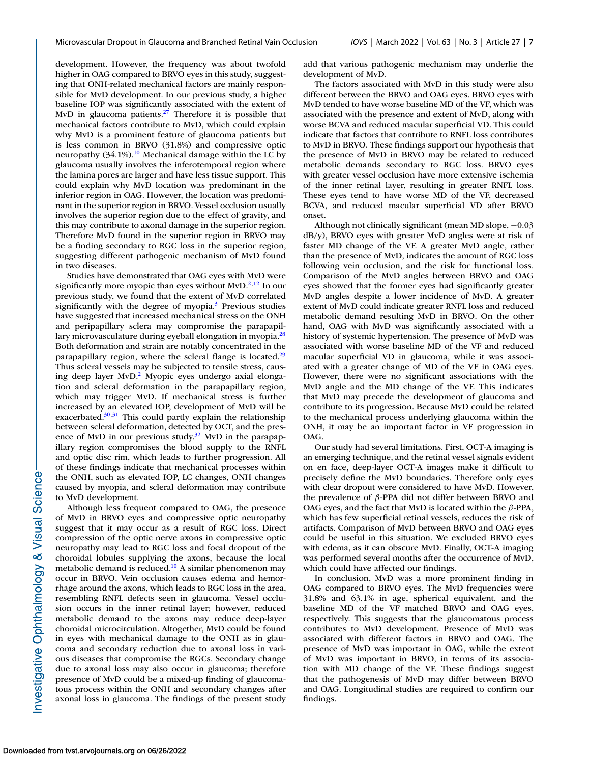development. However, the frequency was about twofold higher in OAG compared to BRVO eyes in this study, suggesting that ONH-related mechanical factors are mainly responsible for MvD development. In our previous study, a higher baseline IOP was significantly associated with the extent of MvD in glaucoma patients.[27] Therefore it is possible that mechanical factors contribute to MvD, which could explain why MvD is a prominent feature of glaucoma patients but is less common in BRVO (31.8%) and compressive optic neuropathy (34.1%).[10] Mechanical damage within the LC by glaucoma usually involves the inferotemporal region where the lamina pores are larger and have less tissue support. This could explain why MvD location was predominant in the inferior region in OAG. However, the location was predominant in the superior region in BRVO. Vessel occlusion usually involves the superior region due to the effect of gravity, and this may contribute to axonal damage in the superior region. Therefore MvD found in the superior region in BRVO may be a finding secondary to RGC loss in the superior region, suggesting different pathogenic mechanism of MvD found in two diseases.

Studies have demonstrated that OAG eyes with MvD were significantly more myopic than eyes without MvD.[2,12] In our previous study, we found that the extent of MvD correlated significantly with the degree of myopia.[3] Previous studies have suggested that increased mechanical stress on the ONH and peripapillary sclera may compromise the parapapillary microvasculature during eyeball elongation in myopia.[28] Both deformation and strain are notably concentrated in the parapapillary region, where the scleral flange is located.[29] Thus scleral vessels may be subjected to tensile stress, causing deep layer MvD.[2] Myopic eyes undergo axial elongation and scleral deformation in the parapapillary region, which may trigger MvD. If mechanical stress is further increased by an elevated IOP, development of MvD will be exacerbated.[30,31] This could partly explain the relationship between scleral deformation, detected by OCT, and the presence of MvD in our previous study.[32] MvD in the parapapillary region compromises the blood supply to the RNFL and optic disc rim, which leads to further progression. All of these findings indicate that mechanical processes within the ONH, such as elevated IOP, LC changes, ONH changes caused by myopia, and scleral deformation may contribute to MvD development.

Although less frequent compared to OAG, the presence of MvD in BRVO eyes and compressive optic neuropathy suggest that it may occur as a result of RGC loss. Direct compression of the optic nerve axons in compressive optic neuropathy may lead to RGC loss and focal dropout of the choroidal lobules supplying the axons, because the local metabolic demand is reduced.[10] A similar phenomenon may occur in BRVO. Vein occlusion causes edema and hemorrhage around the axons, which leads to RGC loss in the area, resembling RNFL defects seen in glaucoma. Vessel occlusion occurs in the inner retinal layer; however, reduced metabolic demand to the axons may reduce deep-layer choroidal microcirculation. Altogether, MvD could be found in eyes with mechanical damage to the ONH as in glaucoma and secondary reduction due to axonal loss in various diseases that compromise the RGCs. Secondary change due to axonal loss may also occur in glaucoma; therefore presence of MvD could be a mixed-up finding of glaucomatous process within the ONH and secondary changes after axonal loss in glaucoma. The findings of the present study add that various pathogenic mechanism may underlie the development of MvD.

The factors associated with MvD in this study were also different between the BRVO and OAG eyes. BRVO eyes with MvD tended to have worse baseline MD of the VF, which was associated with the presence and extent of MvD, along with worse BCVA and reduced macular superficial VD. This could indicate that factors that contribute to RNFL loss contributes to MvD in BRVO. These findings support our hypothesis that the presence of MvD in BRVO may be related to reduced metabolic demands secondary to RGC loss. BRVO eyes with greater vessel occlusion have more extensive ischemia of the inner retinal layer, resulting in greater RNFL loss. These eyes tend to have worse MD of the VF, decreased BCVA, and reduced macular superficial VD after BRVO onset.

Although not clinically significant (mean MD slope, −0.03 dB/y), BRVO eyes with greater MvD angles were at risk of faster MD change of the VF. A greater MvD angle, rather than the presence of MvD, indicates the amount of RGC loss following vein occlusion, and the risk for functional loss. Comparison of the MvD angles between BRVO and OAG eyes showed that the former eyes had significantly greater MvD angles despite a lower incidence of MvD. A greater extent of MvD could indicate greater RNFL loss and reduced metabolic demand resulting MvD in BRVO. On the other hand, OAG with MvD was significantly associated with a history of systemic hypertension. The presence of MvD was associated with worse baseline MD of the VF and reduced macular superficial VD in glaucoma, while it was associated with a greater change of MD of the VF in OAG eyes. However, there were no significant associations with the MvD angle and the MD change of the VF. This indicates that MvD may precede the development of glaucoma and contribute to its progression. Because MvD could be related to the mechanical process underlying glaucoma within the ONH, it may be an important factor in VF progression in OAG.

Our study had several limitations. First, OCT-A imaging is an emerging technique, and the retinal vessel signals evident on en face, deep-layer OCT-A images make it difficult to precisely define the MvD boundaries. Therefore only eyes with clear dropout were considered to have MvD. However, the prevalence of $\beta$-PPA did not differ between BRVO and OAG eyes, and the fact that MvD is located within the $\beta$-PPA, which has few superficial retinal vessels, reduces the risk of artifacts. Comparison of MvD between BRVO and OAG eyes could be useful in this situation. We excluded BRVO eyes with edema, as it can obscure MvD. Finally, OCT-A imaging was performed several months after the occurrence of MvD, which could have affected our findings.

In conclusion, MvD was a more prominent finding in OAG compared to BRVO eyes. The MvD frequencies were 31.8% and 63.1% in age, spherical equivalent, and the baseline MD of the VF matched BRVO and OAG eyes, respectively. This suggests that the glaucomatous process contributes to MvD development. Presence of MvD was associated with different factors in BRVO and OAG. The presence of MvD was important in OAG, while the extent of MvD was important in BRVO, in terms of its association with MD change of the VF. These findings suggest that the pathogenesis of MvD may differ between BRVO and OAG. Longitudinal studies are required to confirm our findings.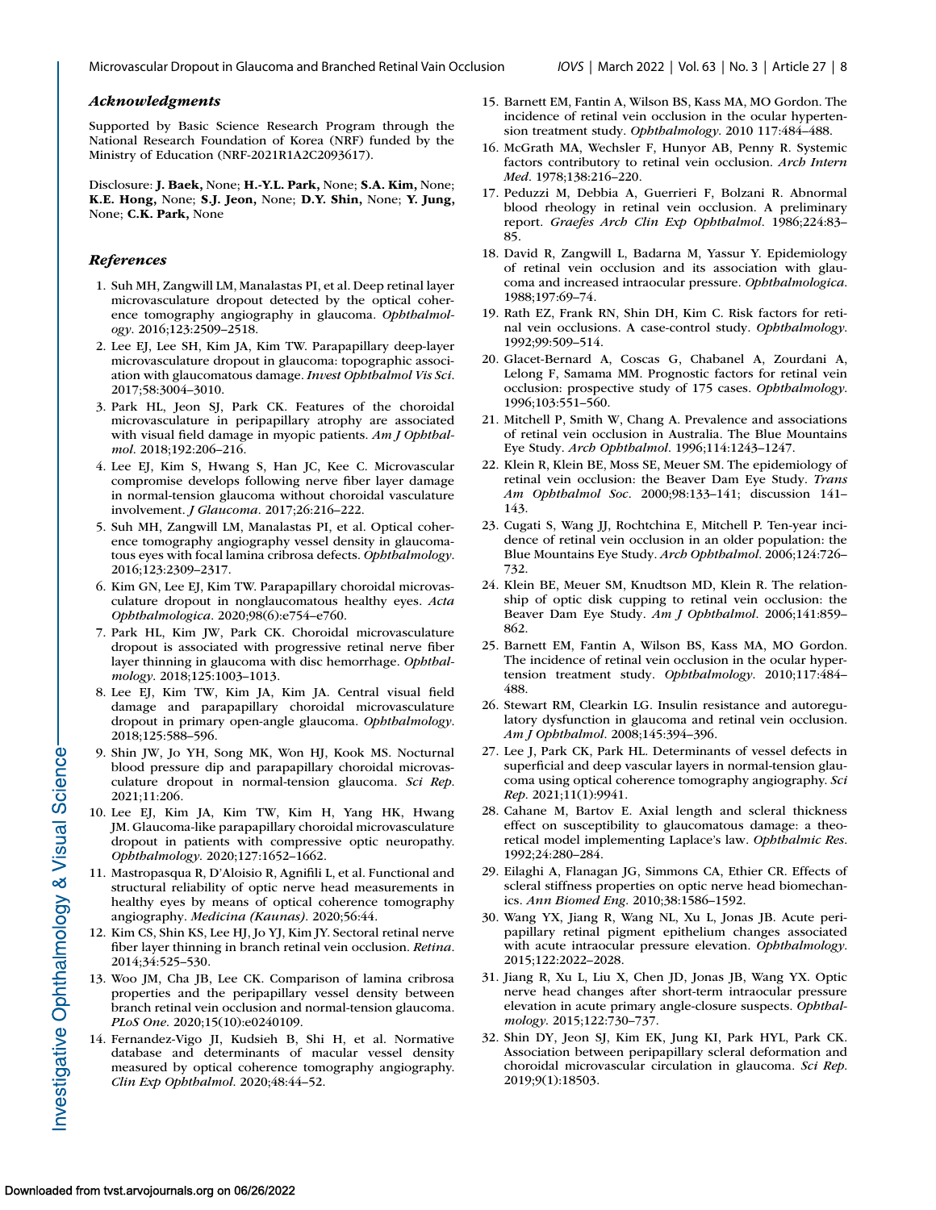### Acknowledgments

Supported by Basic Science Research Program through the National Research Foundation of Korea (NRF) funded by the Ministry of Education (NRF-2021R1A2C2093617).

Disclosure: **J. Baek,** None; **H.-Y.L. Park,** None; **S.A. Kim,** None; **K.E. Hong,** None; **S.J. Jeon,** None; **D.Y. Shin,** None; **Y. Jung,** None; **C.K. Park,** None

### References

1. Suh MH, Zangwill LM, Manalastas PI, et al. Deep retinal layer microvasculature dropout detected by the optical coherence tomography angiography in glaucoma. *Ophthalmology.* 2016;123:2509–2518.
2. Lee EJ, Lee SH, Kim JA, Kim TW. Parapapillary deep-layer microvasculature dropout in glaucoma: topographic association with glaucomatous damage. *Invest Ophthalmol Vis Sci.* 2017;58:3004–3010.
3. Park HL, Jeon SJ, Park CK. Features of the choroidal microvasculature in peripapillary atrophy are associated with visual field damage in myopic patients. *Am J Ophthalmol.* 2018;192:206–216.
4. Lee EJ, Kim S, Hwang S, Han JC, Kee C. Microvascular compromise develops following nerve fiber layer damage in normal-tension glaucoma without choroidal vasculature involvement. *J Glaucoma.* 2017;26:216–222.
5. Suh MH, Zangwill LM, Manalastas PI, et al. Optical coherence tomography angiography vessel density in glaucomatous eyes with focal lamina cribrosa defects. *Ophthalmology.* 2016;123:2309–2317.
6. Kim GN, Lee EJ, Kim TW. Parapapillary choroidal microvasculature dropout in nonglaucomatous healthy eyes. *Acta Ophthalmologica.* 2020;98(6):e754–e760.
7. Park HL, Kim JW, Park CK. Choroidal microvasculature dropout is associated with progressive retinal nerve fiber layer thinning in glaucoma with disc hemorrhage. *Ophthalmology.* 2018;125:1003–1013.
8. Lee EJ, Kim TW, Kim JA, Kim JA. Central visual field damage and parapapillary choroidal microvasculature dropout in primary open-angle glaucoma. *Ophthalmology.* 2018;125:588–596.
9. Shin JW, Jo YH, Song MK, Won HJ, Kook MS. Nocturnal blood pressure dip and parapapillary choroidal microvasculature dropout in normal-tension glaucoma. *Sci Rep.* 2021;11:206.
10. Lee EJ, Kim JA, Kim TW, Kim H, Yang HK, Hwang JM. Glaucoma-like parapapillary choroidal microvasculature dropout in patients with compressive optic neuropathy. *Ophthalmology.* 2020;127:1652–1662.
11. Mastropasqua R, D'Aloisio R, Agnifili L, et al. Functional and structural reliability of optic nerve head measurements in healthy eyes by means of optical coherence tomography angiography. *Medicina (Kaunas).* 2020;56:44.
12. Kim CS, Shin KS, Lee HJ, Jo YJ, Kim JY. Sectoral retinal nerve fiber layer thinning in branch retinal vein occlusion. *Retina.* 2014;34:525–530.
13. Woo JM, Cha JB, Lee CK. Comparison of lamina cribrosa properties and the peripapillary vessel density between branch retinal vein occlusion and normal-tension glaucoma. *PLoS One.* 2020;15(10):e0240109.
14. Fernandez-Vigo JI, Kudsieh B, Shi H, et al. Normative database and determinants of macular vessel density measured by optical coherence tomography angiography. *Clin Exp Ophthalmol.* 2020;48:44–52.
15. Barnett EM, Fantin A, Wilson BS, Kass MA, MO Gordon. The incidence of retinal vein occlusion in the ocular hypertension treatment study. *Ophthalmology.* 2010 117:484–488.
16. McGrath MA, Wechsler F, Hunyor AB, Penny R. Systemic factors contributory to retinal vein occlusion. *Arch Intern Med.* 1978;138:216–220.
17. Peduzzi M, Debbia A, Guerrieri F, Bolzani R. Abnormal blood rheology in retinal vein occlusion. A preliminary report. *Graefes Arch Clin Exp Ophthalmol.* 1986;224:83–85.
18. David R, Zangwill L, Badarna M, Yassur Y. Epidemiology of retinal vein occlusion and its association with glaucoma and increased intraocular pressure. *Ophthalmologica.* 1988;197:69–74.
19. Rath EZ, Frank RN, Shin DH, Kim C. Risk factors for retinal vein occlusions. A case-control study. *Ophthalmology.* 1992;99:509–514.
20. Glacet-Bernard A, Coscas G, Chabanel A, Zourdani A, Lelong F, Samama MM. Prognostic factors for retinal vein occlusion: prospective study of 175 cases. *Ophthalmology.* 1996;103:551–560.
21. Mitchell P, Smith W, Chang A. Prevalence and associations of retinal vein occlusion in Australia. The Blue Mountains Eye Study. *Arch Ophthalmol.* 1996;114:1243–1247.
22. Klein R, Klein BE, Moss SE, Meuer SM. The epidemiology of retinal vein occlusion: the Beaver Dam Eye Study. *Trans Am Ophthalmol Soc.* 2000;98:133–141; discussion 141–143.
23. Cugati S, Wang JJ, Rochtchina E, Mitchell P. Ten-year incidence of retinal vein occlusion in an older population: the Blue Mountains Eye Study. *Arch Ophthalmol.* 2006;124:726–732.
24. Klein BE, Meuer SM, Knudtson MD, Klein R. The relationship of optic disk cupping to retinal vein occlusion: the Beaver Dam Eye Study. *Am J Ophthalmol.* 2006;141:859–862.
25. Barnett EM, Fantin A, Wilson BS, Kass MA, MO Gordon. The incidence of retinal vein occlusion in the ocular hypertension treatment study. *Ophthalmology.* 2010;117:484–488.
26. Stewart RM, Clearkin LG. Insulin resistance and autoregulatory dysfunction in glaucoma and retinal vein occlusion. *Am J Ophthalmol.* 2008;145:394–396.
27. Lee J, Park CK, Park HL. Determinants of vessel defects in superficial and deep vascular layers in normal-tension glaucoma using optical coherence tomography angiography. *Sci Rep.* 2021;11(1):9941.
28. Cahane M, Bartov E. Axial length and scleral thickness effect on susceptibility to glaucomatous damage: a theoretical model implementing Laplace's law. *Ophthalmic Res.* 1992;24:280–284.
29. Eilaghi A, Flanagan JG, Simmons CA, Ethier CR. Effects of scleral stiffness properties on optic nerve head biomechanics. *Ann Biomed Eng.* 2010;38:1586–1592.
30. Wang YX, Jiang R, Wang NL, Xu L, Jonas JB. Acute peripapillary retinal pigment epithelium changes associated with acute intraocular pressure elevation. *Ophthalmology.* 2015;122:2022–2028.
31. Jiang R, Xu L, Liu X, Chen JD, Jonas JB, Wang YX. Optic nerve head changes after short-term intraocular pressure elevation in acute primary angle-closure suspects. *Ophthalmology.* 2015;122:730–737.
32. Shin DY, Jeon SJ, Kim EK, Jung KI, Park HYL, Park CK. Association between peripapillary scleral deformation and choroidal microvascular circulation in glaucoma. *Sci Rep.* 2019;9(1):18503.